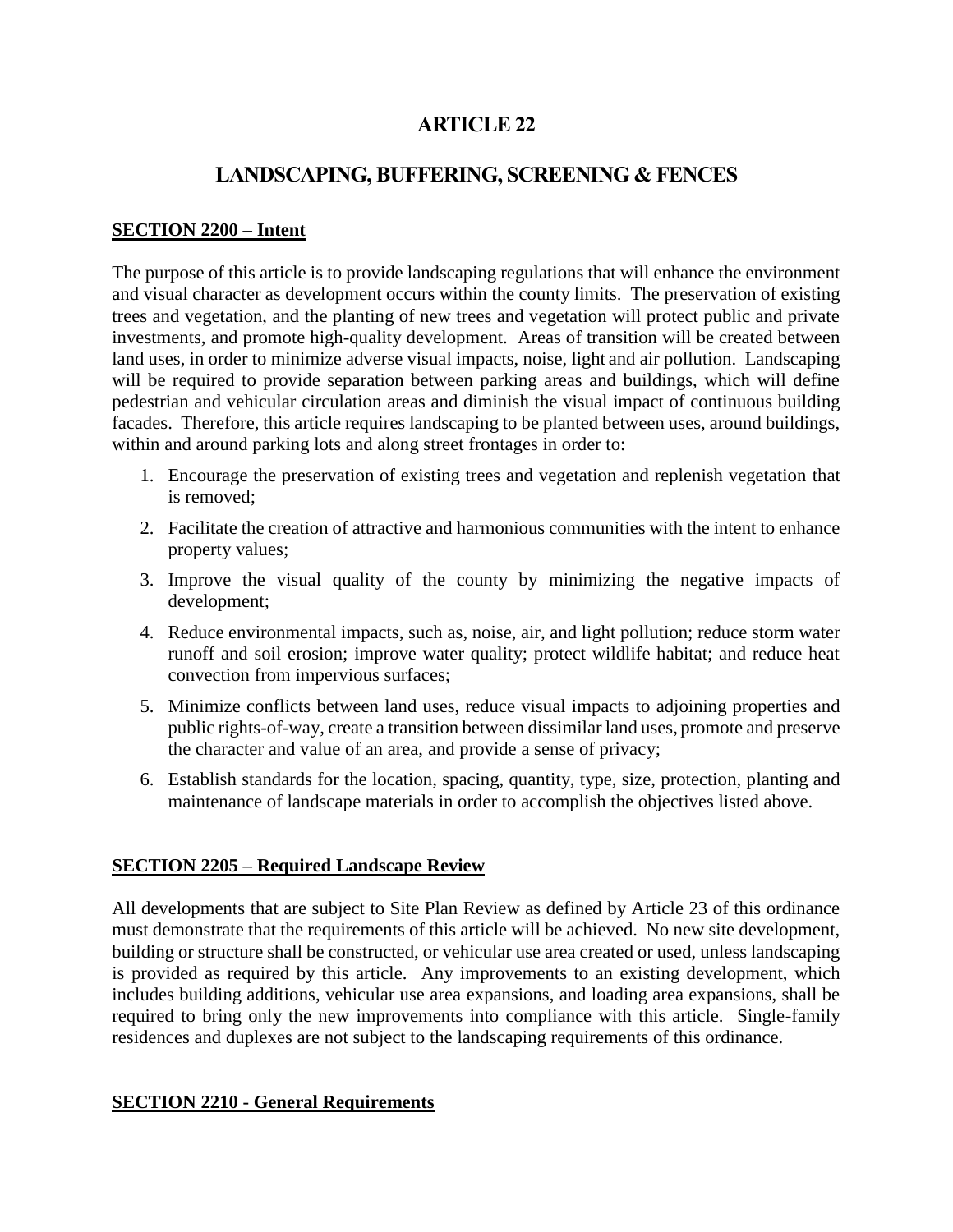# ARTICLE 22

# LANDSCAPING, BUFFERING, SCREENING & FENCES

## SECTION 2200 – Intent

The purpose of this article is to provide landscaping regulations that will enhance the environment and visual character as development occurs within the county limits. The preservation of existing trees and vegetation, and the planting of new trees and vegetation will protect public and private investments, and promote high-quality development. Areas of transition will be created between land uses, in order to minimize adverse visual impacts, noise, light and air pollution. Landscaping will be required to provide separation between parking areas and buildings, which will define pedestrian and vehicular circulation areas and diminish the visual impact of continuous building facades. Therefore, this article requires landscaping to be planted between uses, around buildings, within and around parking lots and along street frontages in order to:

1. Encourage the preservation of existing trees and vegetation and replenish vegetation that is removed;
2. Facilitate the creation of attractive and harmonious communities with the intent to enhance property values;
3. Improve the visual quality of the county by minimizing the negative impacts of development;
4. Reduce environmental impacts, such as, noise, air, and light pollution; reduce storm water runoff and soil erosion; improve water quality; protect wildlife habitat; and reduce heat convection from impervious surfaces;
5. Minimize conflicts between land uses, reduce visual impacts to adjoining properties and public rights-of-way, create a transition between dissimilar land uses, promote and preserve the character and value of an area, and provide a sense of privacy;
6. Establish standards for the location, spacing, quantity, type, size, protection, planting and maintenance of landscape materials in order to accomplish the objectives listed above.

## SECTION 2205 – Required Landscape Review

All developments that are subject to Site Plan Review as defined by Article 23 of this ordinance must demonstrate that the requirements of this article will be achieved. No new site development, building or structure shall be constructed, or vehicular use area created or used, unless landscaping is provided as required by this article. Any improvements to an existing development, which includes building additions, vehicular use area expansions, and loading area expansions, shall be required to bring only the new improvements into compliance with this article. Single-family residences and duplexes are not subject to the landscaping requirements of this ordinance.

## SECTION 2210 - General Requirements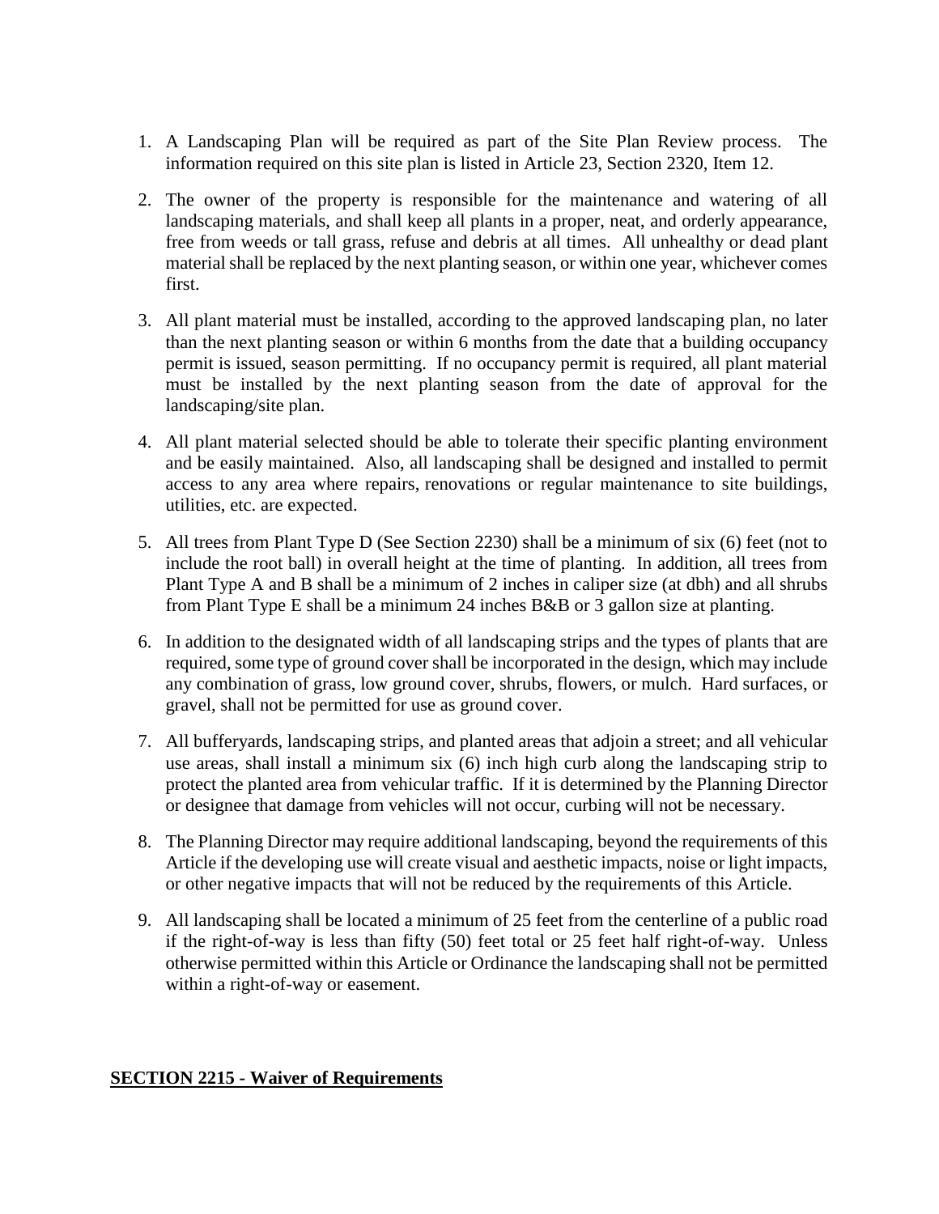1. A Landscaping Plan will be required as part of the Site Plan Review process. The information required on this site plan is listed in Article 23, Section 2320, Item 12.

2. The owner of the property is responsible for the maintenance and watering of all landscaping materials, and shall keep all plants in a proper, neat, and orderly appearance, free from weeds or tall grass, refuse and debris at all times. All unhealthy or dead plant material shall be replaced by the next planting season, or within one year, whichever comes first.

3. All plant material must be installed, according to the approved landscaping plan, no later than the next planting season or within 6 months from the date that a building occupancy permit is issued, season permitting. If no occupancy permit is required, all plant material must be installed by the next planting season from the date of approval for the landscaping/site plan.

4. All plant material selected should be able to tolerate their specific planting environment and be easily maintained. Also, all landscaping shall be designed and installed to permit access to any area where repairs, renovations or regular maintenance to site buildings, utilities, etc. are expected.

5. All trees from Plant Type D (See Section 2230) shall be a minimum of six (6) feet (not to include the root ball) in overall height at the time of planting. In addition, all trees from Plant Type A and B shall be a minimum of 2 inches in caliper size (at dbh) and all shrubs from Plant Type E shall be a minimum 24 inches B&B or 3 gallon size at planting.

6. In addition to the designated width of all landscaping strips and the types of plants that are required, some type of ground cover shall be incorporated in the design, which may include any combination of grass, low ground cover, shrubs, flowers, or mulch. Hard surfaces, or gravel, shall not be permitted for use as ground cover.

7. All bufferyards, landscaping strips, and planted areas that adjoin a street; and all vehicular use areas, shall install a minimum six (6) inch high curb along the landscaping strip to protect the planted area from vehicular traffic. If it is determined by the Planning Director or designee that damage from vehicles will not occur, curbing will not be necessary.

8. The Planning Director may require additional landscaping, beyond the requirements of this Article if the developing use will create visual and aesthetic impacts, noise or light impacts, or other negative impacts that will not be reduced by the requirements of this Article.

9. All landscaping shall be located a minimum of 25 feet from the centerline of a public road if the right-of-way is less than fifty (50) feet total or 25 feet half right-of-way. Unless otherwise permitted within this Article or Ordinance the landscaping shall not be permitted within a right-of-way or easement.

## SECTION 2215 - Waiver of Requirements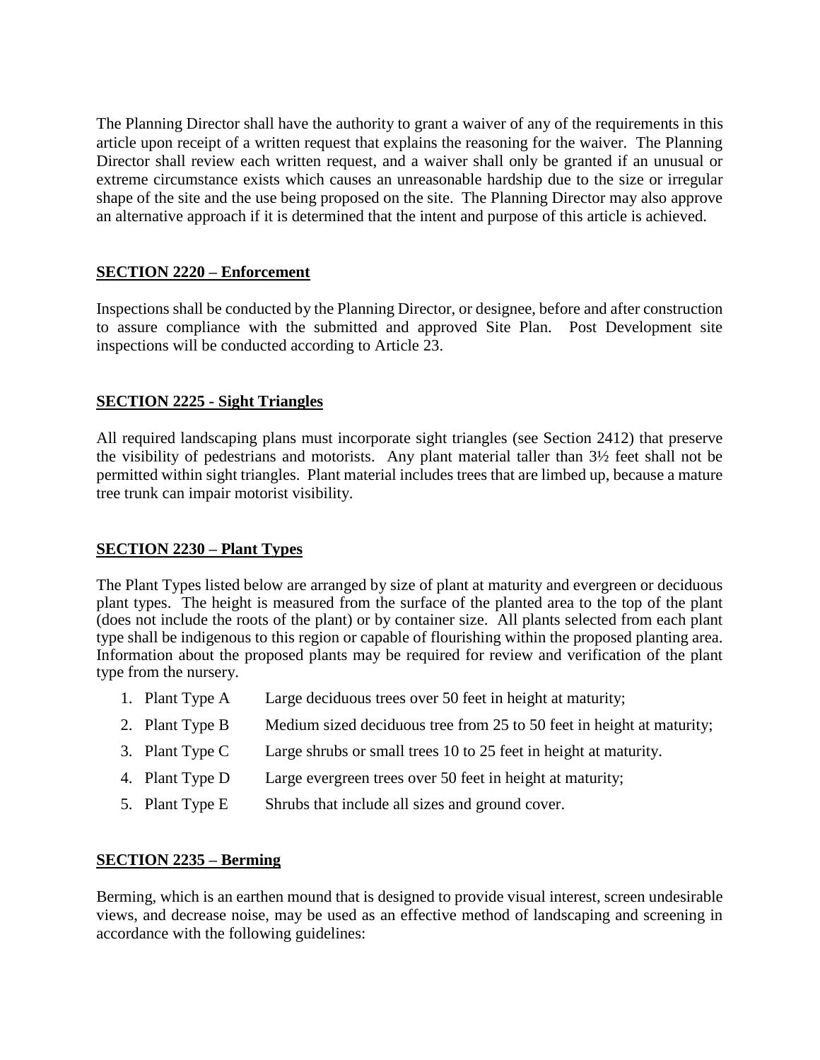The Planning Director shall have the authority to grant a waiver of any of the requirements in this article upon receipt of a written request that explains the reasoning for the waiver. The Planning Director shall review each written request, and a waiver shall only be granted if an unusual or extreme circumstance exists which causes an unreasonable hardship due to the size or irregular shape of the site and the use being proposed on the site. The Planning Director may also approve an alternative approach if it is determined that the intent and purpose of this article is achieved.

## SECTION 2220 – Enforcement

Inspections shall be conducted by the Planning Director, or designee, before and after construction to assure compliance with the submitted and approved Site Plan. Post Development site inspections will be conducted according to Article 23.

## SECTION 2225 - Sight Triangles

All required landscaping plans must incorporate sight triangles (see Section 2412) that preserve the visibility of pedestrians and motorists. Any plant material taller than 3½ feet shall not be permitted within sight triangles. Plant material includes trees that are limbed up, because a mature tree trunk can impair motorist visibility.

## SECTION 2230 – Plant Types

The Plant Types listed below are arranged by size of plant at maturity and evergreen or deciduous plant types. The height is measured from the surface of the planted area to the top of the plant (does not include the roots of the plant) or by container size. All plants selected from each plant type shall be indigenous to this region or capable of flourishing within the proposed planting area. Information about the proposed plants may be required for review and verification of the plant type from the nursery.

1. Plant Type A — Large deciduous trees over 50 feet in height at maturity;
2. Plant Type B — Medium sized deciduous tree from 25 to 50 feet in height at maturity;
3. Plant Type C — Large shrubs or small trees 10 to 25 feet in height at maturity.
4. Plant Type D — Large evergreen trees over 50 feet in height at maturity;
5. Plant Type E — Shrubs that include all sizes and ground cover.

## SECTION 2235 – Berming

Berming, which is an earthen mound that is designed to provide visual interest, screen undesirable views, and decrease noise, may be used as an effective method of landscaping and screening in accordance with the following guidelines: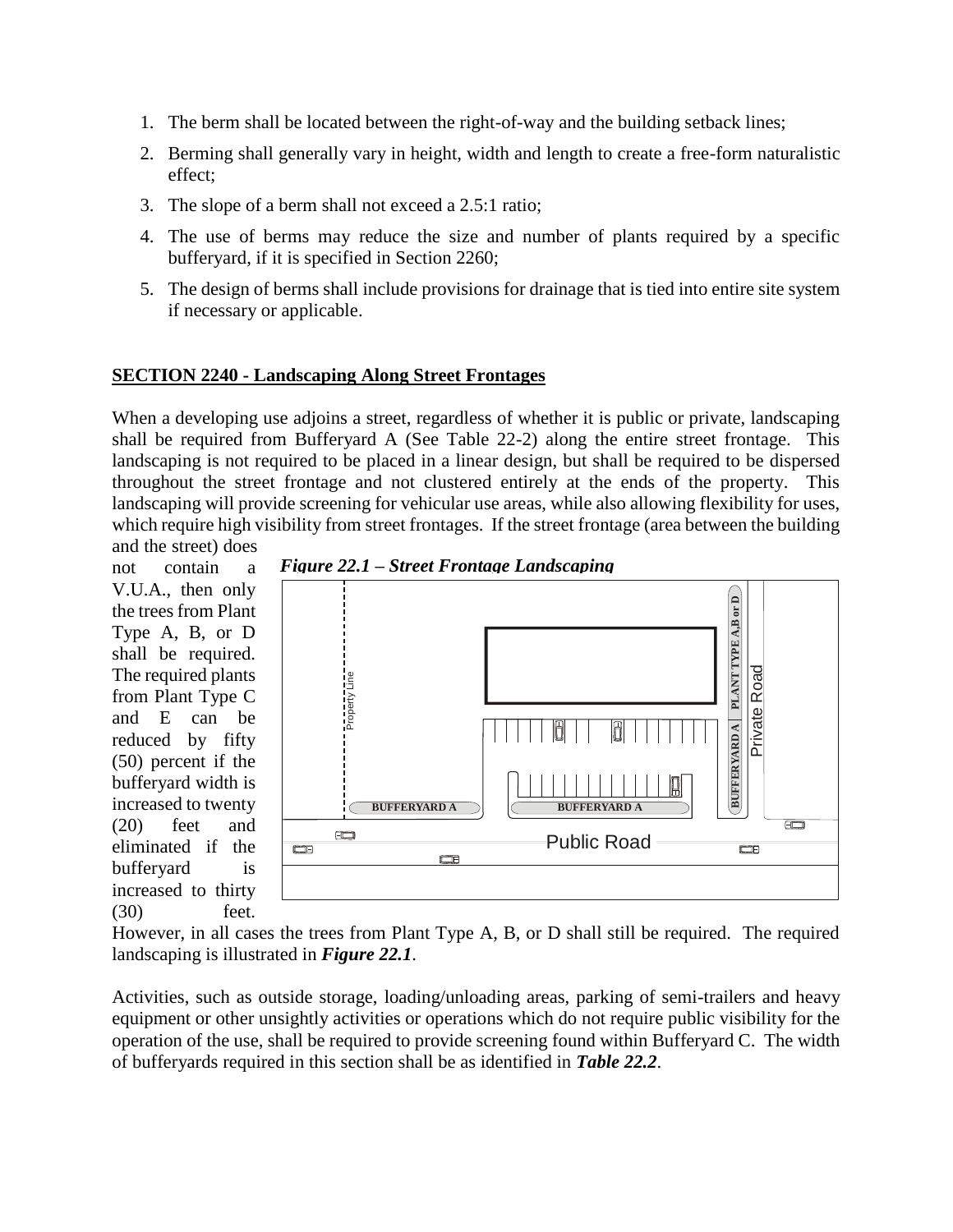1. The berm shall be located between the right-of-way and the building setback lines;
2. Berming shall generally vary in height, width and length to create a free-form naturalistic effect;
3. The slope of a berm shall not exceed a 2.5:1 ratio;
4. The use of berms may reduce the size and number of plants required by a specific bufferyard, if it is specified in Section 2260;
5. The design of berms shall include provisions for drainage that is tied into entire site system if necessary or applicable.

## SECTION 2240 - Landscaping Along Street Frontages

When a developing use adjoins a street, regardless of whether it is public or private, landscaping shall be required from Bufferyard A (See Table 22-2) along the entire street frontage. This landscaping is not required to be placed in a linear design, but shall be required to be dispersed throughout the street frontage and not clustered entirely at the ends of the property. This landscaping will provide screening for vehicular use areas, while also allowing flexibility for uses, which require high visibility from street frontages. If the street frontage (area between the building and the street) does not contain a V.U.A., then only the trees from Plant Type A, B, or D shall be required. The required plants from Plant Type C and E can be reduced by fifty (50) percent if the bufferyard width is increased to twenty (20) feet and eliminated if the bufferyard is increased to thirty (30) feet. However, in all cases the trees from Plant Type A, B, or D shall still be required. The required landscaping is illustrated in ***Figure 22.1***.

***Figure 22.1 – Street Frontage Landscaping***

Activities, such as outside storage, loading/unloading areas, parking of semi-trailers and heavy equipment or other unsightly activities or operations which do not require public visibility for the operation of the use, shall be required to provide screening found within Bufferyard C. The width of bufferyards required in this section shall be as identified in ***Table 22.2***.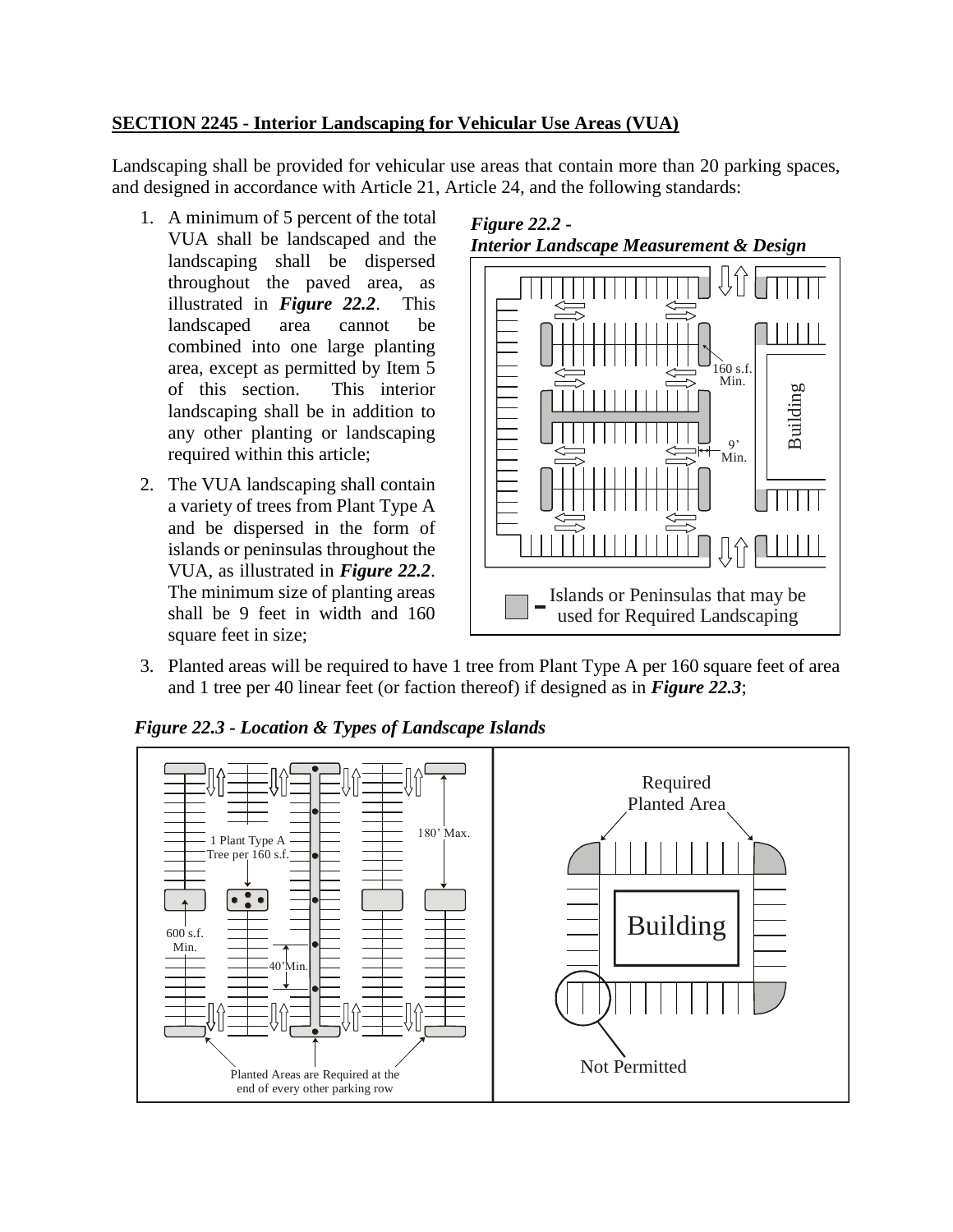**SECTION 2245 - Interior Landscaping for Vehicular Use Areas (VUA)**

Landscaping shall be provided for vehicular use areas that contain more than 20 parking spaces, and designed in accordance with Article 21, Article 24, and the following standards:

1. A minimum of 5 percent of the total VUA shall be landscaped and the landscaping shall be dispersed throughout the paved area, as illustrated in ***Figure 22.2***. This landscaped area cannot be combined into one large planting area, except as permitted by Item 5 of this section. This interior landscaping shall be in addition to any other planting or landscaping required within this article;
2. The VUA landscaping shall contain a variety of trees from Plant Type A and be dispersed in the form of islands or peninsulas throughout the VUA, as illustrated in ***Figure 22.2***. The minimum size of planting areas shall be 9 feet in width and 160 square feet in size;

***Figure 22.2 - Interior Landscape Measurement & Design***

3. Planted areas will be required to have 1 tree from Plant Type A per 160 square feet of area and 1 tree per 40 linear feet (or faction thereof) if designed as in ***Figure 22.3***;

***Figure 22.3 - Location & Types of Landscape Islands***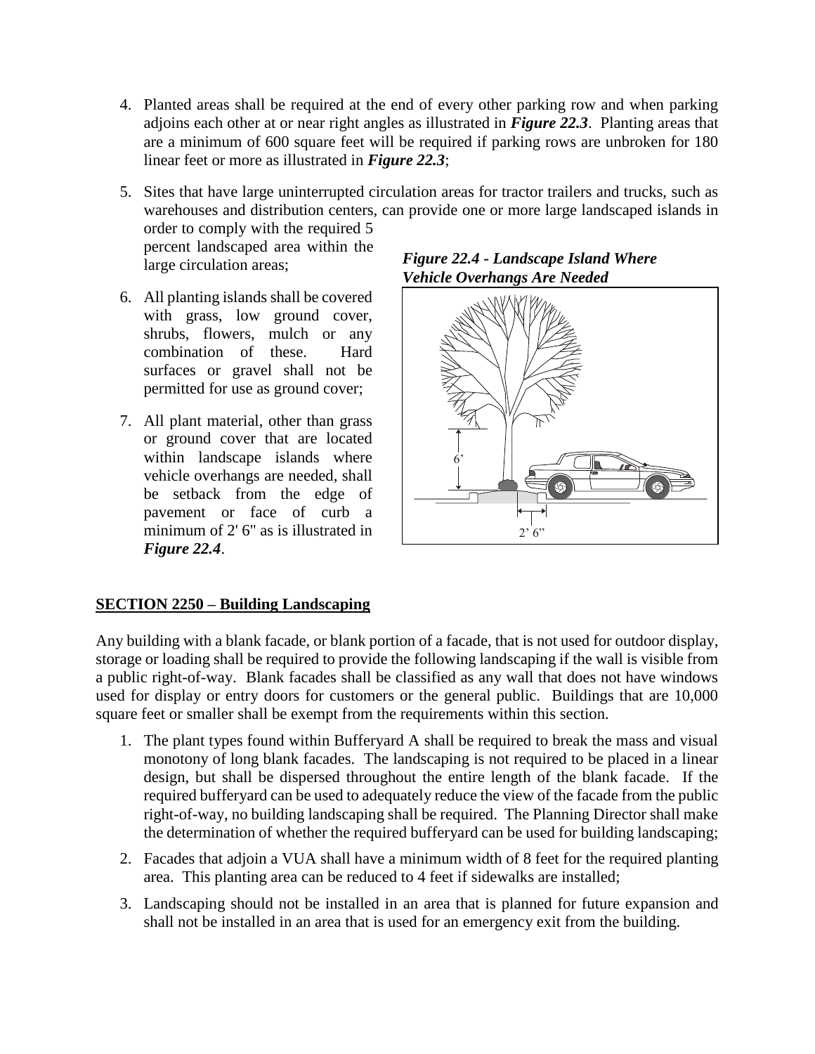4. Planted areas shall be required at the end of every other parking row and when parking adjoins each other at or near right angles as illustrated in ***Figure 22.3***. Planting areas that are a minimum of 600 square feet will be required if parking rows are unbroken for 180 linear feet or more as illustrated in ***Figure 22.3***;

5. Sites that have large uninterrupted circulation areas for tractor trailers and trucks, such as warehouses and distribution centers, can provide one or more large landscaped islands in order to comply with the required 5 percent landscaped area within the large circulation areas;

6. All planting islands shall be covered with grass, low ground cover, shrubs, flowers, mulch or any combination of these. Hard surfaces or gravel shall not be permitted for use as ground cover;

7. All plant material, other than grass or ground cover that are located within landscape islands where vehicle overhangs are needed, shall be setback from the edge of pavement or face of curb a minimum of 2' 6" as is illustrated in ***Figure 22.4***.

***Figure 22.4 - Landscape Island Where Vehicle Overhangs Are Needed***

## SECTION 2250 – Building Landscaping

Any building with a blank facade, or blank portion of a facade, that is not used for outdoor display, storage or loading shall be required to provide the following landscaping if the wall is visible from a public right-of-way. Blank facades shall be classified as any wall that does not have windows used for display or entry doors for customers or the general public. Buildings that are 10,000 square feet or smaller shall be exempt from the requirements within this section.

1. The plant types found within Bufferyard A shall be required to break the mass and visual monotony of long blank facades. The landscaping is not required to be placed in a linear design, but shall be dispersed throughout the entire length of the blank facade. If the required bufferyard can be used to adequately reduce the view of the facade from the public right-of-way, no building landscaping shall be required. The Planning Director shall make the determination of whether the required bufferyard can be used for building landscaping;

2. Facades that adjoin a VUA shall have a minimum width of 8 feet for the required planting area. This planting area can be reduced to 4 feet if sidewalks are installed;

3. Landscaping should not be installed in an area that is planned for future expansion and shall not be installed in an area that is used for an emergency exit from the building.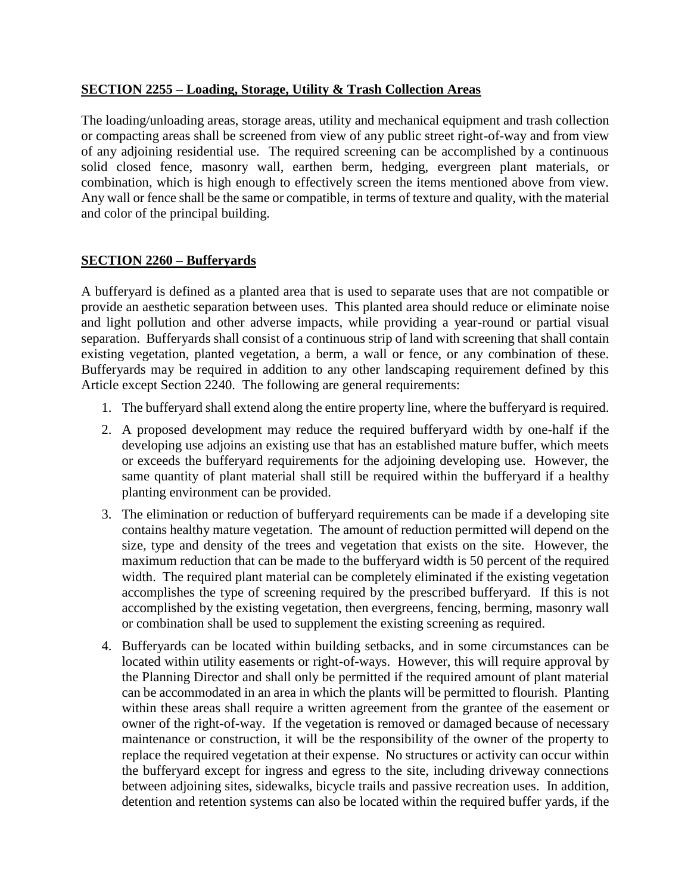## SECTION 2255 – Loading, Storage, Utility & Trash Collection Areas

The loading/unloading areas, storage areas, utility and mechanical equipment and trash collection or compacting areas shall be screened from view of any public street right-of-way and from view of any adjoining residential use. The required screening can be accomplished by a continuous solid closed fence, masonry wall, earthen berm, hedging, evergreen plant materials, or combination, which is high enough to effectively screen the items mentioned above from view. Any wall or fence shall be the same or compatible, in terms of texture and quality, with the material and color of the principal building.

## SECTION 2260 – Bufferyards

A bufferyard is defined as a planted area that is used to separate uses that are not compatible or provide an aesthetic separation between uses. This planted area should reduce or eliminate noise and light pollution and other adverse impacts, while providing a year-round or partial visual separation. Bufferyards shall consist of a continuous strip of land with screening that shall contain existing vegetation, planted vegetation, a berm, a wall or fence, or any combination of these. Bufferyards may be required in addition to any other landscaping requirement defined by this Article except Section 2240. The following are general requirements:

1. The bufferyard shall extend along the entire property line, where the bufferyard is required.
2. A proposed development may reduce the required bufferyard width by one-half if the developing use adjoins an existing use that has an established mature buffer, which meets or exceeds the bufferyard requirements for the adjoining developing use. However, the same quantity of plant material shall still be required within the bufferyard if a healthy planting environment can be provided.
3. The elimination or reduction of bufferyard requirements can be made if a developing site contains healthy mature vegetation. The amount of reduction permitted will depend on the size, type and density of the trees and vegetation that exists on the site. However, the maximum reduction that can be made to the bufferyard width is 50 percent of the required width. The required plant material can be completely eliminated if the existing vegetation accomplishes the type of screening required by the prescribed bufferyard. If this is not accomplished by the existing vegetation, then evergreens, fencing, berming, masonry wall or combination shall be used to supplement the existing screening as required.
4. Bufferyards can be located within building setbacks, and in some circumstances can be located within utility easements or right-of-ways. However, this will require approval by the Planning Director and shall only be permitted if the required amount of plant material can be accommodated in an area in which the plants will be permitted to flourish. Planting within these areas shall require a written agreement from the grantee of the easement or owner of the right-of-way. If the vegetation is removed or damaged because of necessary maintenance or construction, it will be the responsibility of the owner of the property to replace the required vegetation at their expense. No structures or activity can occur within the bufferyard except for ingress and egress to the site, including driveway connections between adjoining sites, sidewalks, bicycle trails and passive recreation uses. In addition, detention and retention systems can also be located within the required buffer yards, if the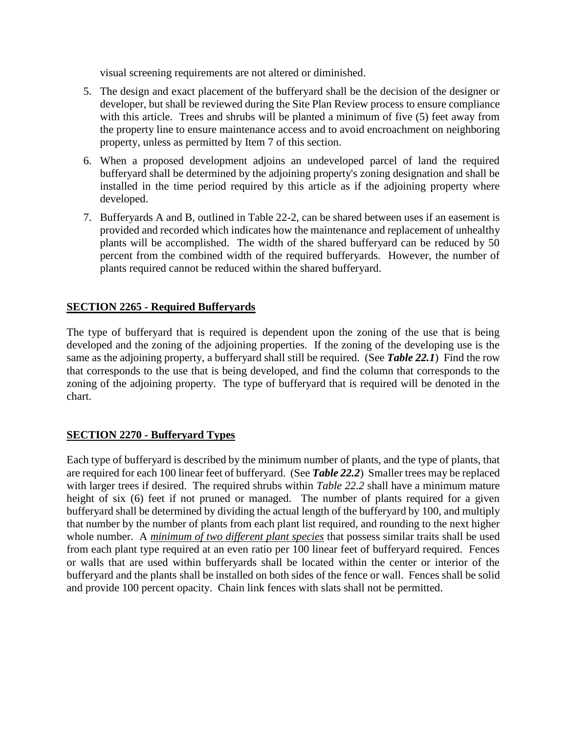visual screening requirements are not altered or diminished.

5. The design and exact placement of the bufferyard shall be the decision of the designer or developer, but shall be reviewed during the Site Plan Review process to ensure compliance with this article. Trees and shrubs will be planted a minimum of five (5) feet away from the property line to ensure maintenance access and to avoid encroachment on neighboring property, unless as permitted by Item 7 of this section.
6. When a proposed development adjoins an undeveloped parcel of land the required bufferyard shall be determined by the adjoining property's zoning designation and shall be installed in the time period required by this article as if the adjoining property where developed.
7. Bufferyards A and B, outlined in Table 22-2, can be shared between uses if an easement is provided and recorded which indicates how the maintenance and replacement of unhealthy plants will be accomplished. The width of the shared bufferyard can be reduced by 50 percent from the combined width of the required bufferyards. However, the number of plants required cannot be reduced within the shared bufferyard.

## SECTION 2265 - Required Bufferyards

The type of bufferyard that is required is dependent upon the zoning of the use that is being developed and the zoning of the adjoining properties. If the zoning of the developing use is the same as the adjoining property, a bufferyard shall still be required. (See ***Table 22.1***) Find the row that corresponds to the use that is being developed, and find the column that corresponds to the zoning of the adjoining property. The type of bufferyard that is required will be denoted in the chart.

## SECTION 2270 - Bufferyard Types

Each type of bufferyard is described by the minimum number of plants, and the type of plants, that are required for each 100 linear feet of bufferyard. (See ***Table 22.2***) Smaller trees may be replaced with larger trees if desired. The required shrubs within *Table 22.2* shall have a minimum mature height of six (6) feet if not pruned or managed. The number of plants required for a given bufferyard shall be determined by dividing the actual length of the bufferyard by 100, and multiply that number by the number of plants from each plant list required, and rounding to the next higher whole number. A *minimum of two different plant species* that possess similar traits shall be used from each plant type required at an even ratio per 100 linear feet of bufferyard required. Fences or walls that are used within bufferyards shall be located within the center or interior of the bufferyard and the plants shall be installed on both sides of the fence or wall. Fences shall be solid and provide 100 percent opacity. Chain link fences with slats shall not be permitted.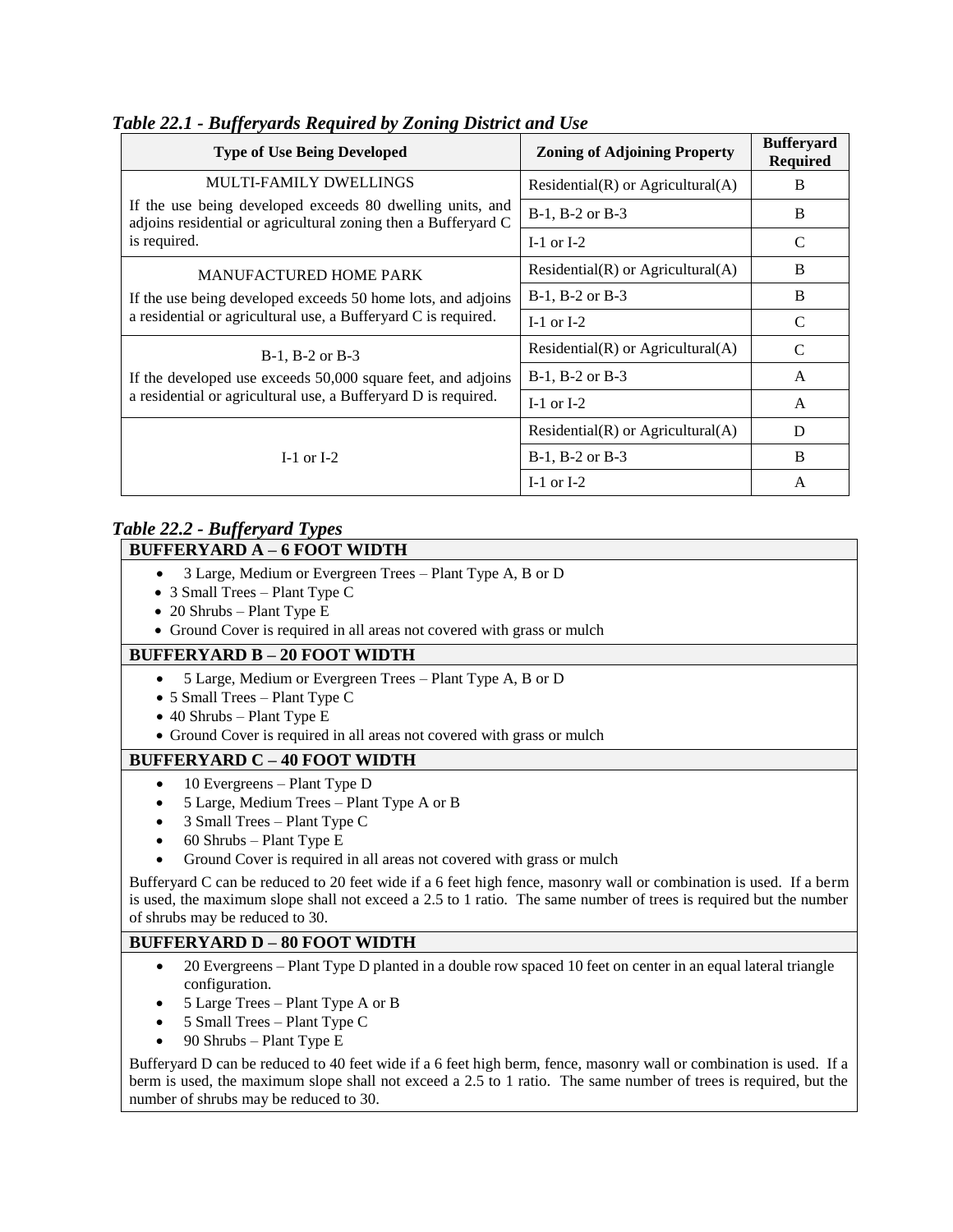*Table 22.1 - Bufferyards Required by Zoning District and Use*

| Type of Use Being Developed | Zoning of Adjoining Property | Bufferyard Required |
|---|---|---|
| MULTI-FAMILY DWELLINGS<br>If the use being developed exceeds 80 dwelling units, and adjoins residential or agricultural zoning then a Bufferyard C is required. | Residential(R) or Agricultural(A) | B |
| | B-1, B-2 or B-3 | B |
| | I-1 or I-2 | C |
| MANUFACTURED HOME PARK<br>If the use being developed exceeds 50 home lots, and adjoins a residential or agricultural use, a Bufferyard C is required. | Residential(R) or Agricultural(A) | B |
| | B-1, B-2 or B-3 | B |
| | I-1 or I-2 | C |
| B-1, B-2 or B-3<br>If the developed use exceeds 50,000 square feet, and adjoins a residential or agricultural use, a Bufferyard D is required. | Residential(R) or Agricultural(A) | C |
| | B-1, B-2 or B-3 | A |
| | I-1 or I-2 | A |
| I-1 or I-2 | Residential(R) or Agricultural(A) | D |
| | B-1, B-2 or B-3 | B |
| | I-1 or I-2 | A |

*Table 22.2 - Bufferyard Types*

**BUFFERYARD A – 6 FOOT WIDTH**

- 3 Large, Medium or Evergreen Trees – Plant Type A, B or D
- 3 Small Trees – Plant Type C
- 20 Shrubs – Plant Type E
- Ground Cover is required in all areas not covered with grass or mulch

**BUFFERYARD B – 20 FOOT WIDTH**

- 5 Large, Medium or Evergreen Trees – Plant Type A, B or D
- 5 Small Trees – Plant Type C
- 40 Shrubs – Plant Type E
- Ground Cover is required in all areas not covered with grass or mulch

**BUFFERYARD C – 40 FOOT WIDTH**

- 10 Evergreens – Plant Type D
- 5 Large, Medium Trees – Plant Type A or B
- 3 Small Trees – Plant Type C
- 60 Shrubs – Plant Type E
- Ground Cover is required in all areas not covered with grass or mulch

Bufferyard C can be reduced to 20 feet wide if a 6 feet high fence, masonry wall or combination is used. If a berm is used, the maximum slope shall not exceed a 2.5 to 1 ratio. The same number of trees is required but the number of shrubs may be reduced to 30.

**BUFFERYARD D – 80 FOOT WIDTH**

- 20 Evergreens – Plant Type D planted in a double row spaced 10 feet on center in an equal lateral triangle configuration.
- 5 Large Trees – Plant Type A or B
- 5 Small Trees – Plant Type C
- 90 Shrubs – Plant Type E

Bufferyard D can be reduced to 40 feet wide if a 6 feet high berm, fence, masonry wall or combination is used. If a berm is used, the maximum slope shall not exceed a 2.5 to 1 ratio. The same number of trees is required, but the number of shrubs may be reduced to 30.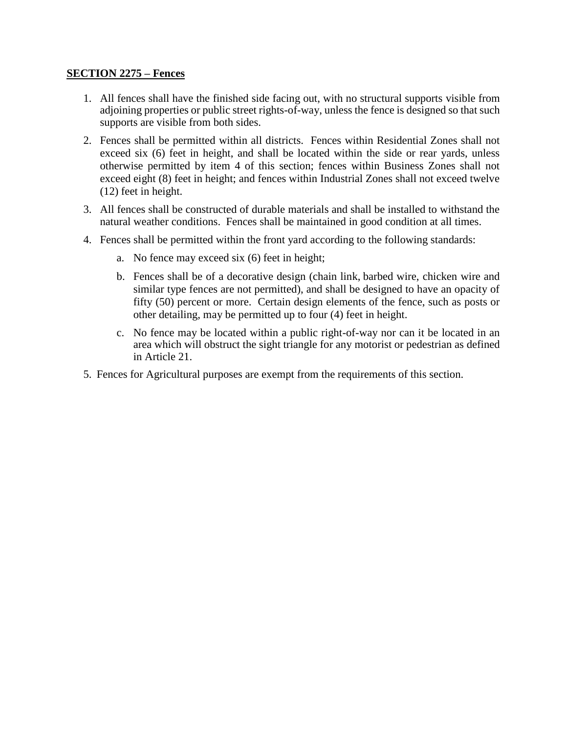## SECTION 2275 – Fences

1. All fences shall have the finished side facing out, with no structural supports visible from adjoining properties or public street rights-of-way, unless the fence is designed so that such supports are visible from both sides.
2. Fences shall be permitted within all districts. Fences within Residential Zones shall not exceed six (6) feet in height, and shall be located within the side or rear yards, unless otherwise permitted by item 4 of this section; fences within Business Zones shall not exceed eight (8) feet in height; and fences within Industrial Zones shall not exceed twelve (12) feet in height.
3. All fences shall be constructed of durable materials and shall be installed to withstand the natural weather conditions. Fences shall be maintained in good condition at all times.
4. Fences shall be permitted within the front yard according to the following standards:
   a. No fence may exceed six (6) feet in height;
   b. Fences shall be of a decorative design (chain link, barbed wire, chicken wire and similar type fences are not permitted), and shall be designed to have an opacity of fifty (50) percent or more. Certain design elements of the fence, such as posts or other detailing, may be permitted up to four (4) feet in height.
   c. No fence may be located within a public right-of-way nor can it be located in an area which will obstruct the sight triangle for any motorist or pedestrian as defined in Article 21.
5. Fences for Agricultural purposes are exempt from the requirements of this section.